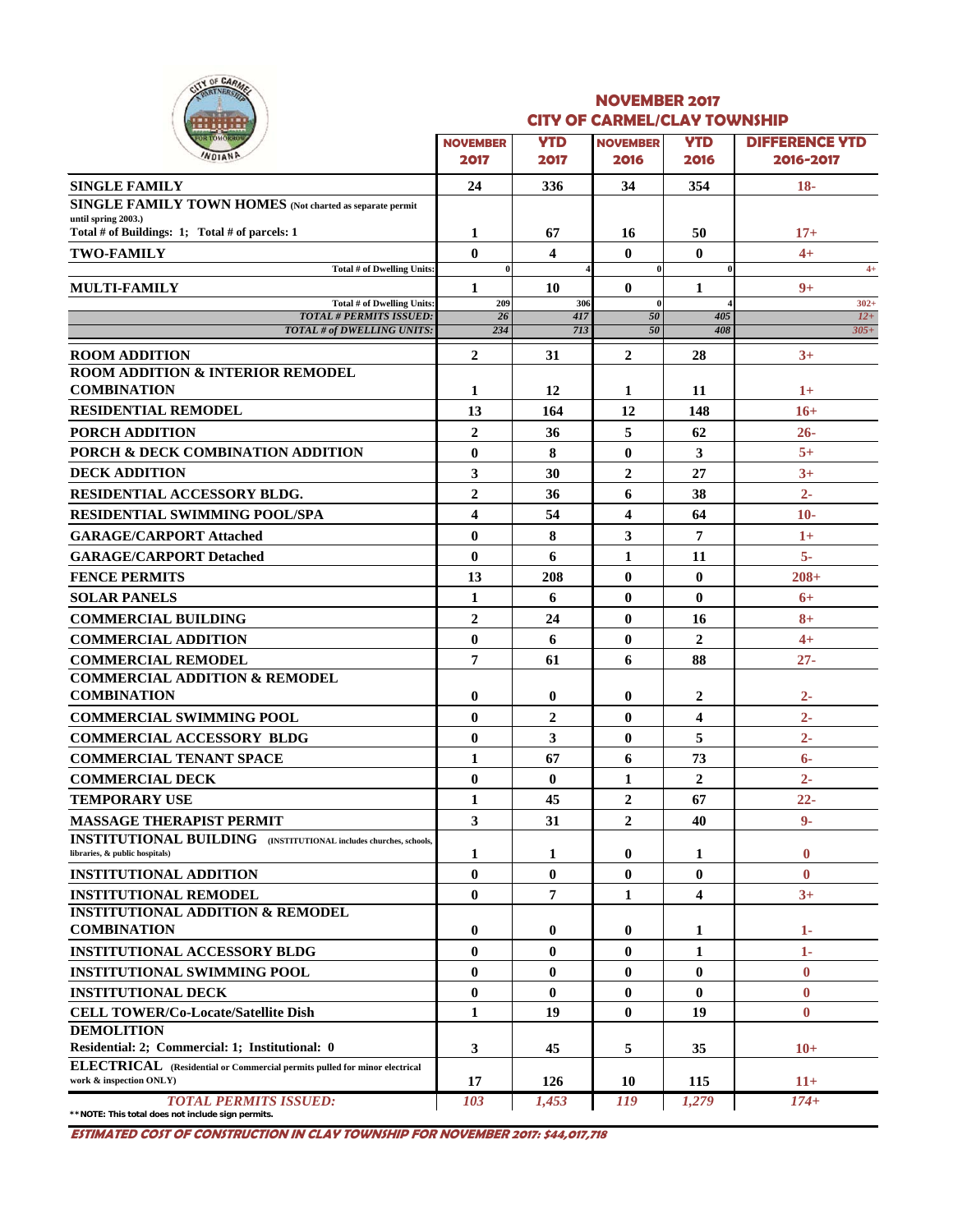## NOVEMBER 2017
## CITY OF CARMEL/CLAY TOWNSHIP

| | NOVEMBER 2017 | YTD 2017 | NOVEMBER 2016 | YTD 2016 | DIFFERENCE YTD 2016-2017 |
|---|---|---|---|---|---|
| **SINGLE FAMILY** | 24 | 336 | 34 | 354 | 18- |
| **SINGLE FAMILY TOWN HOMES** (Not charted as separate permit until spring 2003.) Total # of Buildings: 1; Total # of parcels: 1 | 1 | 67 | 16 | 50 | 17+ |
| **TWO-FAMILY** | 0 | 4 | 0 | 0 | 4+ |
| Total # of Dwelling Units: | 0 | 4 | 0 | 0 | 4+ |
| **MULTI-FAMILY** | 1 | 10 | 0 | 1 | 9+ |
| Total # of Dwelling Units: | 209 | 306 | 0 | 4 | 302+ |
| *TOTAL # PERMITS ISSUED:* | *26* | *417* | *50* | *405* | *12+* |
| *TOTAL # of DWELLING UNITS:* | *234* | *713* | *50* | *408* | *305+* |
| **ROOM ADDITION** | 2 | 31 | 2 | 28 | 3+ |
| **ROOM ADDITION & INTERIOR REMODEL COMBINATION** | 1 | 12 | 1 | 11 | 1+ |
| **RESIDENTIAL REMODEL** | 13 | 164 | 12 | 148 | 16+ |
| **PORCH ADDITION** | 2 | 36 | 5 | 62 | 26- |
| **PORCH & DECK COMBINATION ADDITION** | 0 | 8 | 0 | 3 | 5+ |
| **DECK ADDITION** | 3 | 30 | 2 | 27 | 3+ |
| **RESIDENTIAL ACCESSORY BLDG.** | 2 | 36 | 6 | 38 | 2- |
| **RESIDENTIAL SWIMMING POOL/SPA** | 4 | 54 | 4 | 64 | 10- |
| **GARAGE/CARPORT Attached** | 0 | 8 | 3 | 7 | 1+ |
| **GARAGE/CARPORT Detached** | 0 | 6 | 1 | 11 | 5- |
| **FENCE PERMITS** | 13 | 208 | 0 | 0 | 208+ |
| **SOLAR PANELS** | 1 | 6 | 0 | 0 | 6+ |
| **COMMERCIAL BUILDING** | 2 | 24 | 0 | 16 | 8+ |
| **COMMERCIAL ADDITION** | 0 | 6 | 0 | 2 | 4+ |
| **COMMERCIAL REMODEL** | 7 | 61 | 6 | 88 | 27- |
| **COMMERCIAL ADDITION & REMODEL COMBINATION** | 0 | 0 | 0 | 2 | 2- |
| **COMMERCIAL SWIMMING POOL** | 0 | 2 | 0 | 4 | 2- |
| **COMMERCIAL ACCESSORY BLDG** | 0 | 3 | 0 | 5 | 2- |
| **COMMERCIAL TENANT SPACE** | 1 | 67 | 6 | 73 | 6- |
| **COMMERCIAL DECK** | 0 | 0 | 1 | 2 | 2- |
| **TEMPORARY USE** | 1 | 45 | 2 | 67 | 22- |
| **MASSAGE THERAPIST PERMIT** | 3 | 31 | 2 | 40 | 9- |
| **INSTITUTIONAL BUILDING** (INSTITUTIONAL includes churches, schools, libraries, & public hospitals) | 1 | 1 | 0 | 1 | 0 |
| **INSTITUTIONAL ADDITION** | 0 | 0 | 0 | 0 | 0 |
| **INSTITUTIONAL REMODEL** | 0 | 7 | 1 | 4 | 3+ |
| **INSTITUTIONAL ADDITION & REMODEL COMBINATION** | 0 | 0 | 0 | 1 | 1- |
| **INSTITUTIONAL ACCESSORY BLDG** | 0 | 0 | 0 | 1 | 1- |
| **INSTITUTIONAL SWIMMING POOL** | 0 | 0 | 0 | 0 | 0 |
| **INSTITUTIONAL DECK** | 0 | 0 | 0 | 0 | 0 |
| **CELL TOWER/Co-Locate/Satellite Dish** | 1 | 19 | 0 | 19 | 0 |
| **DEMOLITION** Residential: 2; Commercial: 1; Institutional: 0 | 3 | 45 | 5 | 35 | 10+ |
| **ELECTRICAL** (Residential or Commercial permits pulled for minor electrical work & inspection ONLY) | 17 | 126 | 10 | 115 | 11+ |
| *TOTAL PERMITS ISSUED:* | *103* | *1,453* | *119* | *1,279* | *174+* |

**NOTE: This total does not include sign permits.

***ESTIMATED COST OF CONSTRUCTION IN CLAY TOWNSHIP FOR NOVEMBER 2017: $44,017,718***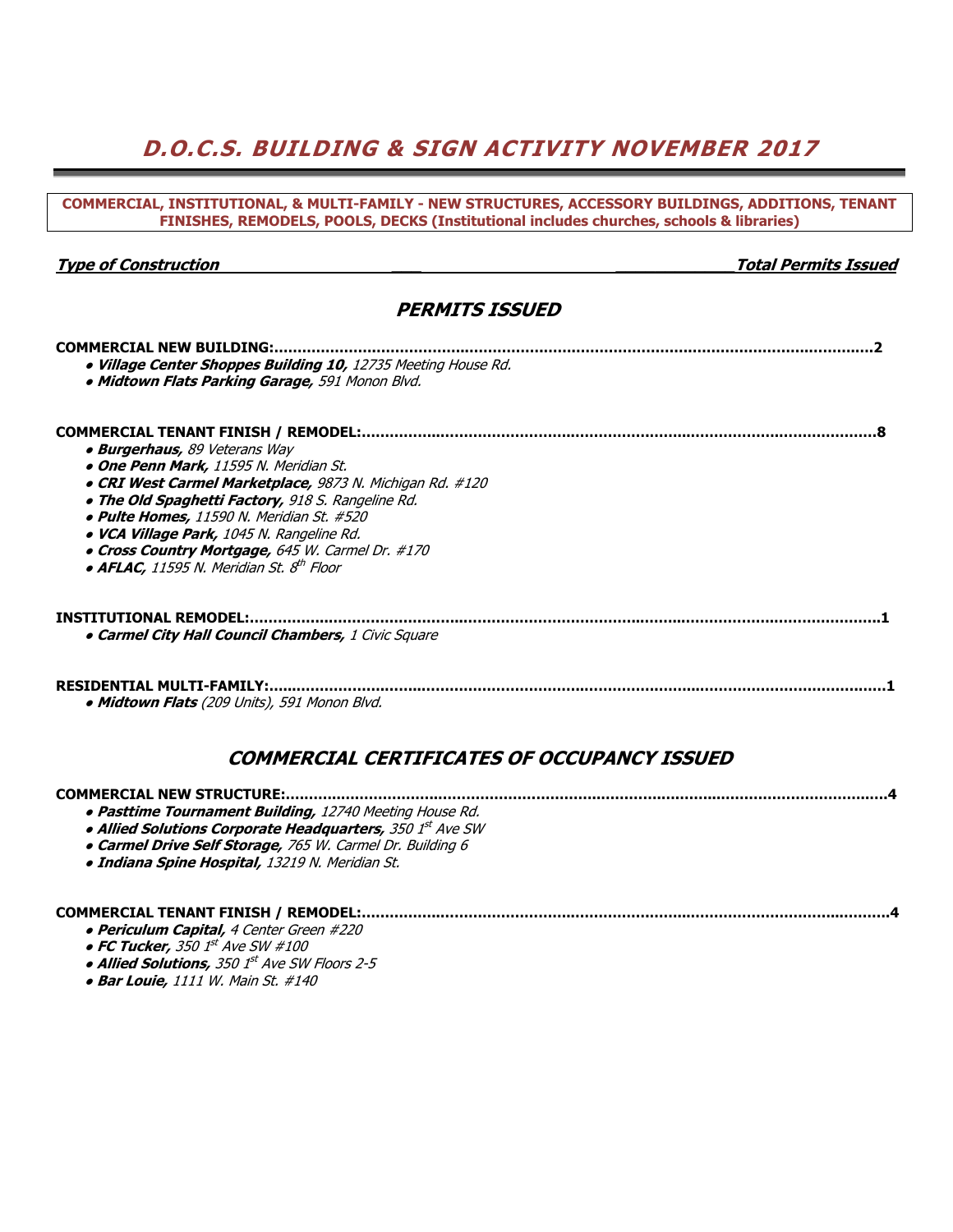# D.O.C.S. BUILDING & SIGN ACTIVITY NOVEMBER 2017

**COMMERCIAL, INSTITUTIONAL, & MULTI-FAMILY - NEW STRUCTURES, ACCESSORY BUILDINGS, ADDITIONS, TENANT FINISHES, REMODELS, POOLS, DECKS (Institutional includes churches, schools & libraries)**

***Type of Construction*** — ***Total Permits Issued***

## *PERMITS ISSUED*

**COMMERCIAL NEW BUILDING:.....................................................................2**

- ***Village Center Shoppes Building 10,*** *12735 Meeting House Rd.*
- ***Midtown Flats Parking Garage,*** *591 Monon Blvd.*

**COMMERCIAL TENANT FINISH / REMODEL:.........................................................8**

- ***Burgerhaus,*** *89 Veterans Way*
- ***One Penn Mark,*** *11595 N. Meridian St.*
- ***CRI West Carmel Marketplace,*** *9873 N. Michigan Rd. #120*
- ***The Old Spaghetti Factory,*** *918 S. Rangeline Rd.*
- ***Pulte Homes,*** *11590 N. Meridian St. #520*
- ***VCA Village Park,*** *1045 N. Rangeline Rd.*
- ***Cross Country Mortgage,*** *645 W. Carmel Dr. #170*
- ***AFLAC,*** *11595 N. Meridian St. 8th Floor*

**INSTITUTIONAL REMODEL:.........................................................................1**

- ***Carmel City Hall Council Chambers,*** *1 Civic Square*

**RESIDENTIAL MULTI-FAMILY:.....................................................................1**

- ***Midtown Flats*** *(209 Units), 591 Monon Blvd.*

## *COMMERCIAL CERTIFICATES OF OCCUPANCY ISSUED*

**COMMERCIAL NEW STRUCTURE:....................................................................4**

- ***Pasttime Tournament Building,*** *12740 Meeting House Rd.*
- ***Allied Solutions Corporate Headquarters,*** *350 1st Ave SW*
- ***Carmel Drive Self Storage,*** *765 W. Carmel Dr. Building 6*
- ***Indiana Spine Hospital,*** *13219 N. Meridian St.*

**COMMERCIAL TENANT FINISH / REMODEL:.........................................................4**

- ***Periculum Capital,*** *4 Center Green #220*
- ***FC Tucker,*** *350 1st Ave SW #100*
- ***Allied Solutions,*** *350 1st Ave SW Floors 2-5*
- ***Bar Louie,*** *1111 W. Main St. #140*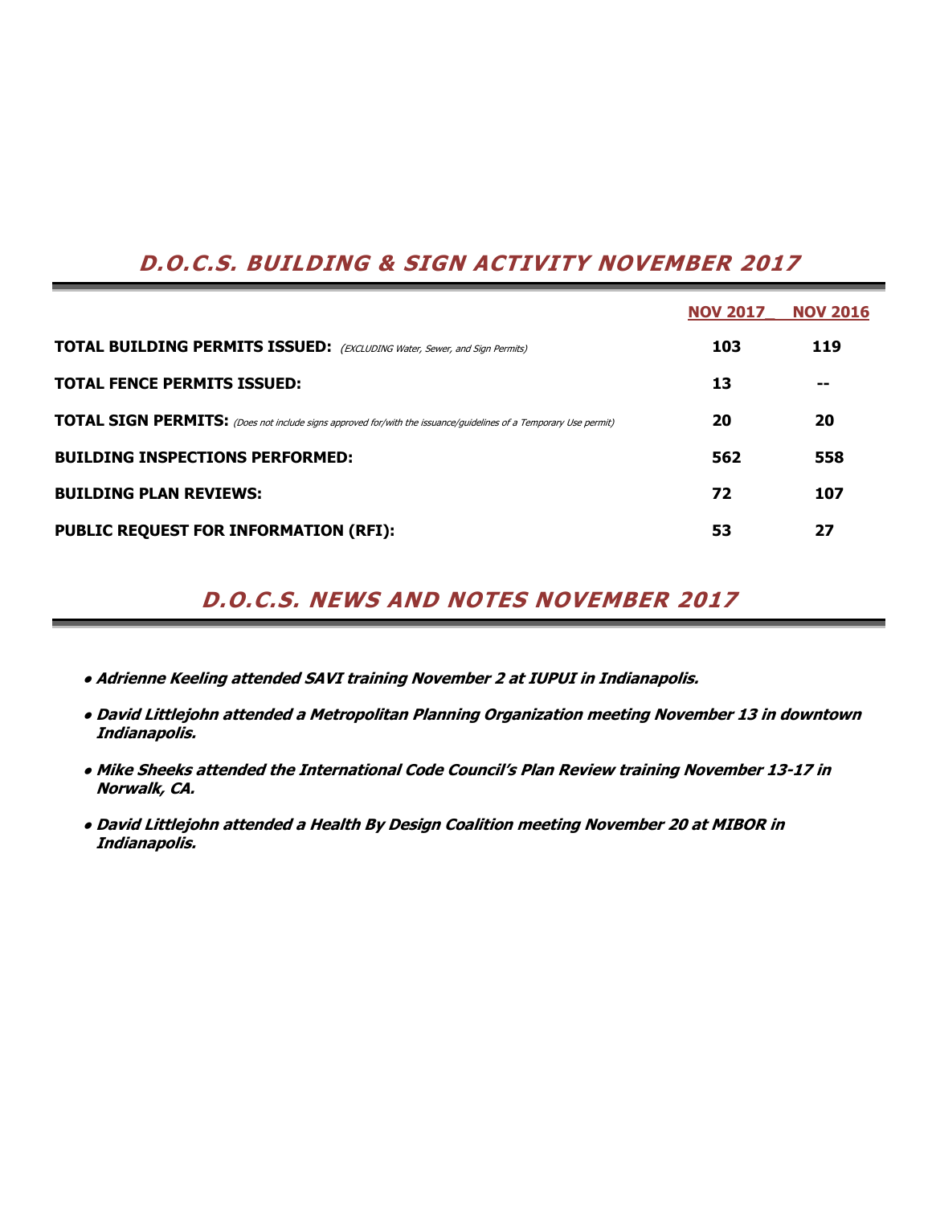## *D.O.C.S. BUILDING & SIGN ACTIVITY NOVEMBER 2017*

| | NOV 2017_ | NOV 2016 |
|---|---|---|
| **TOTAL BUILDING PERMITS ISSUED:** *(EXCLUDING Water, Sewer, and Sign Permits)* | **103** | **119** |
| **TOTAL FENCE PERMITS ISSUED:** | **13** | **--** |
| **TOTAL SIGN PERMITS:** *(Does not include signs approved for/with the issuance/guidelines of a Temporary Use permit)* | **20** | **20** |
| **BUILDING INSPECTIONS PERFORMED:** | **562** | **558** |
| **BUILDING PLAN REVIEWS:** | **72** | **107** |
| **PUBLIC REQUEST FOR INFORMATION (RFI):** | **53** | **27** |

## *D.O.C.S. NEWS AND NOTES NOVEMBER 2017*

- ***Adrienne Keeling attended SAVI training November 2 at IUPUI in Indianapolis.***
- ***David Littlejohn attended a Metropolitan Planning Organization meeting November 13 in downtown Indianapolis.***
- ***Mike Sheeks attended the International Code Council's Plan Review training November 13-17 in Norwalk, CA.***
- ***David Littlejohn attended a Health By Design Coalition meeting November 20 at MIBOR in Indianapolis.***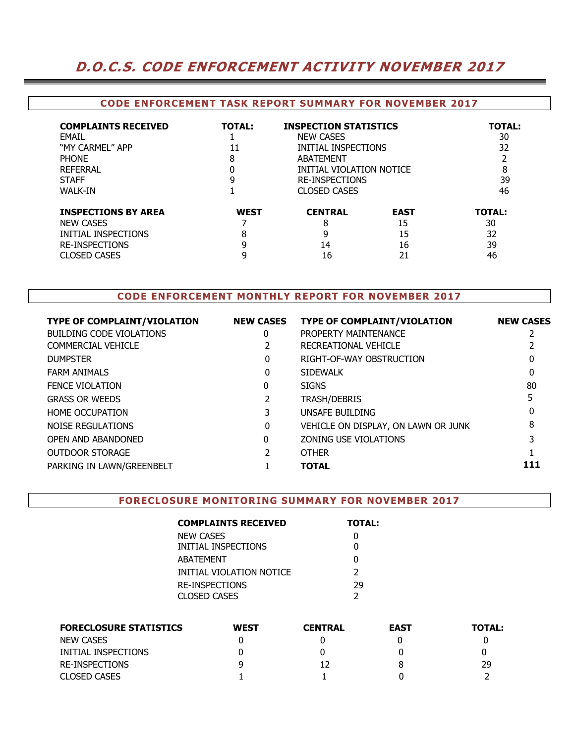# *D.O.C.S. CODE ENFORCEMENT ACTIVITY NOVEMBER 2017*

## CODE ENFORCEMENT TASK REPORT SUMMARY FOR NOVEMBER 2017

| COMPLAINTS RECEIVED | TOTAL: | INSPECTION STATISTICS | TOTAL: |
|---|---|---|---|
| EMAIL | 1 | NEW CASES | 30 |
| "MY CARMEL" APP | 11 | INITIAL INSPECTIONS | 32 |
| PHONE | 8 | ABATEMENT | 2 |
| REFERRAL | 0 | INITIAL VIOLATION NOTICE | 8 |
| STAFF | 9 | RE-INSPECTIONS | 39 |
| WALK-IN | 1 | CLOSED CASES | 46 |

| INSPECTIONS BY AREA | WEST | CENTRAL | EAST | TOTAL: |
|---|---|---|---|---|
| NEW CASES | 7 | 8 | 15 | 30 |
| INITIAL INSPECTIONS | 8 | 9 | 15 | 32 |
| RE-INSPECTIONS | 9 | 14 | 16 | 39 |
| CLOSED CASES | 9 | 16 | 21 | 46 |

## CODE ENFORCEMENT MONTHLY REPORT FOR NOVEMBER 2017

| TYPE OF COMPLAINT/VIOLATION | NEW CASES | TYPE OF COMPLAINT/VIOLATION | NEW CASES |
|---|---|---|---|
| BUILDING CODE VIOLATIONS | 0 | PROPERTY MAINTENANCE | 2 |
| COMMERCIAL VEHICLE | 2 | RECREATIONAL VEHICLE | 2 |
| DUMPSTER | 0 | RIGHT-OF-WAY OBSTRUCTION | 0 |
| FARM ANIMALS | 0 | SIDEWALK | 0 |
| FENCE VIOLATION | 0 | SIGNS | 80 |
| GRASS OR WEEDS | 2 | TRASH/DEBRIS | 5 |
| HOME OCCUPATION | 3 | UNSAFE BUILDING | 0 |
| NOISE REGULATIONS | 0 | VEHICLE ON DISPLAY, ON LAWN OR JUNK | 8 |
| OPEN AND ABANDONED | 0 | ZONING USE VIOLATIONS | 3 |
| OUTDOOR STORAGE | 2 | OTHER | 1 |
| PARKING IN LAWN/GREENBELT | 1 | **TOTAL** | **111** |

## FORECLOSURE MONITORING SUMMARY FOR NOVEMBER 2017

| COMPLAINTS RECEIVED | TOTAL: |
|---|---|
| NEW CASES | 0 |
| INITIAL INSPECTIONS | 0 |
| ABATEMENT | 0 |
| INITIAL VIOLATION NOTICE | 2 |
| RE-INSPECTIONS | 29 |
| CLOSED CASES | 2 |

| FORECLOSURE STATISTICS | WEST | CENTRAL | EAST | TOTAL: |
|---|---|---|---|---|
| NEW CASES | 0 | 0 | 0 | 0 |
| INITIAL INSPECTIONS | 0 | 0 | 0 | 0 |
| RE-INSPECTIONS | 9 | 12 | 8 | 29 |
| CLOSED CASES | 1 | 1 | 0 | 2 |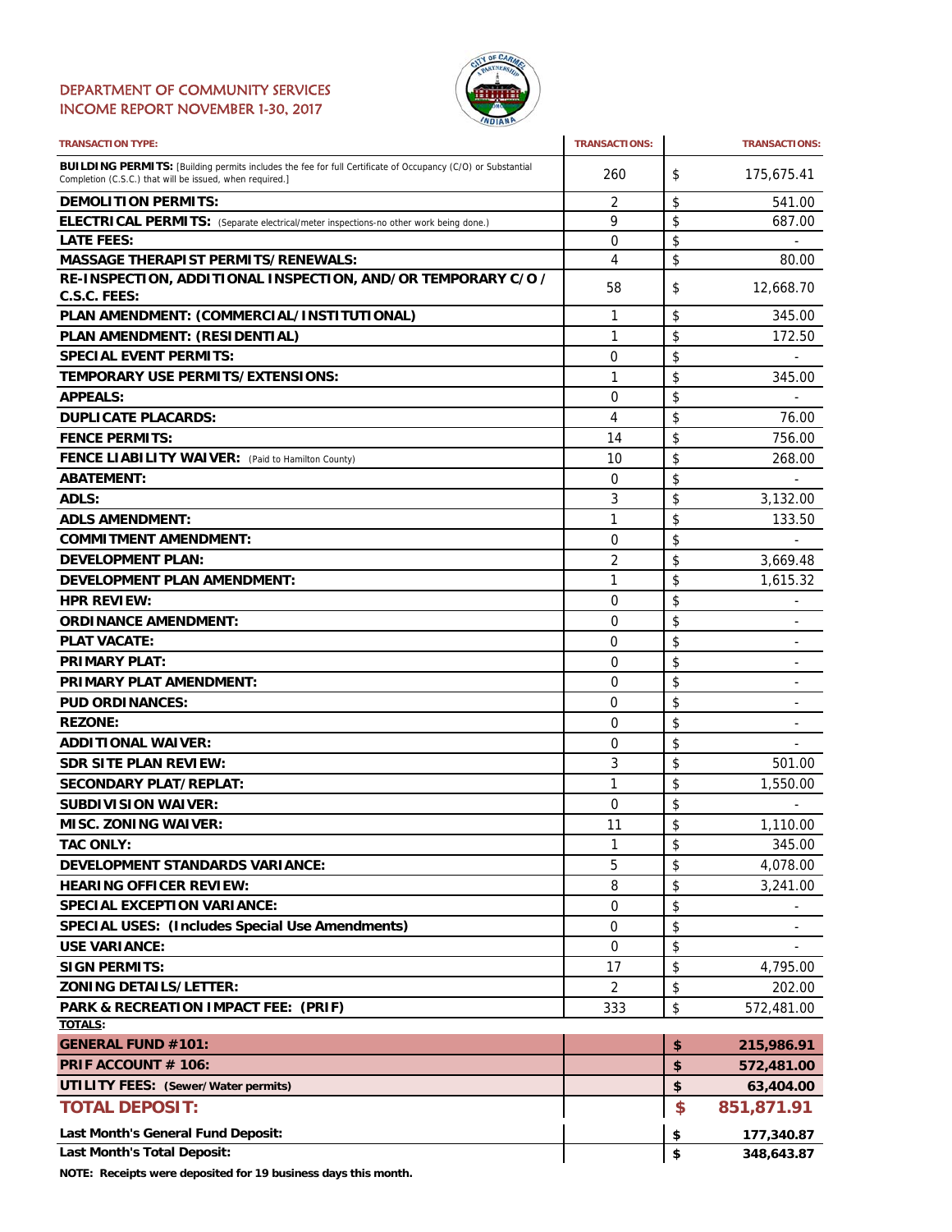# DEPARTMENT OF COMMUNITY SERVICES
## INCOME REPORT NOVEMBER 1-30, 2017

| TRANSACTION TYPE: | TRANSACTIONS: | TRANSACTIONS: |
|---|---|---|
| **BUILDING PERMITS:** [Building permits includes the fee for full Certificate of Occupancy (C/O) or Substantial Completion (C.S.C.) that will be issued, when required.] | 260 | $ 175,675.41 |
| **DEMOLITION PERMITS:** | 2 | $ 541.00 |
| **ELECTRICAL PERMITS:** (Separate electrical/meter inspections-no other work being done.) | 9 | $ 687.00 |
| **LATE FEES:** | 0 | $ - |
| **MASSAGE THERAPIST PERMITS/RENEWALS:** | 4 | $ 80.00 |
| **RE-INSPECTION, ADDITIONAL INSPECTION, AND/OR TEMPORARY C/O / C.S.C. FEES:** | 58 | $ 12,668.70 |
| **PLAN AMENDMENT: (COMMERCIAL/INSTITUTIONAL)** | 1 | $ 345.00 |
| **PLAN AMENDMENT: (RESIDENTIAL)** | 1 | $ 172.50 |
| **SPECIAL EVENT PERMITS:** | 0 | $ - |
| **TEMPORARY USE PERMITS/EXTENSIONS:** | 1 | $ 345.00 |
| **APPEALS:** | 0 | $ - |
| **DUPLICATE PLACARDS:** | 4 | $ 76.00 |
| **FENCE PERMITS:** | 14 | $ 756.00 |
| **FENCE LIABILITY WAIVER:** (Paid to Hamilton County) | 10 | $ 268.00 |
| **ABATEMENT:** | 0 | $ - |
| **ADLS:** | 3 | $ 3,132.00 |
| **ADLS AMENDMENT:** | 1 | $ 133.50 |
| **COMMITMENT AMENDMENT:** | 0 | $ - |
| **DEVELOPMENT PLAN:** | 2 | $ 3,669.48 |
| **DEVELOPMENT PLAN AMENDMENT:** | 1 | $ 1,615.32 |
| **HPR REVIEW:** | 0 | $ - |
| **ORDINANCE AMENDMENT:** | 0 | $ - |
| **PLAT VACATE:** | 0 | $ - |
| **PRIMARY PLAT:** | 0 | $ - |
| **PRIMARY PLAT AMENDMENT:** | 0 | $ - |
| **PUD ORDINANCES:** | 0 | $ - |
| **REZONE:** | 0 | $ - |
| **ADDITIONAL WAIVER:** | 0 | $ - |
| **SDR SITE PLAN REVIEW:** | 3 | $ 501.00 |
| **SECONDARY PLAT/REPLAT:** | 1 | $ 1,550.00 |
| **SUBDIVISION WAIVER:** | 0 | $ - |
| **MISC. ZONING WAIVER:** | 11 | $ 1,110.00 |
| **TAC ONLY:** | 1 | $ 345.00 |
| **DEVELOPMENT STANDARDS VARIANCE:** | 5 | $ 4,078.00 |
| **HEARING OFFICER REVIEW:** | 8 | $ 3,241.00 |
| **SPECIAL EXCEPTION VARIANCE:** | 0 | $ - |
| **SPECIAL USES: (Includes Special Use Amendments)** | 0 | $ - |
| **USE VARIANCE:** | 0 | $ - |
| **SIGN PERMITS:** | 17 | $ 4,795.00 |
| **ZONING DETAILS/LETTER:** | 2 | $ 202.00 |
| **PARK & RECREATION IMPACT FEE: (PRIF)** | 333 | $ 572,481.00 |
| **TOTALS:** | | |
| **GENERAL FUND #101:** | | **$ 215,986.91** |
| **PRIF ACCOUNT # 106:** | | **$ 572,481.00** |
| **UTILITY FEES: (Sewer/Water permits)** | | **$ 63,404.00** |
| **TOTAL DEPOSIT:** | | **$ 851,871.91** |
| **Last Month's General Fund Deposit:** | | **$ 177,340.87** |
| **Last Month's Total Deposit:** | | **$ 348,643.87** |

**NOTE: Receipts were deposited for 19 business days this month.**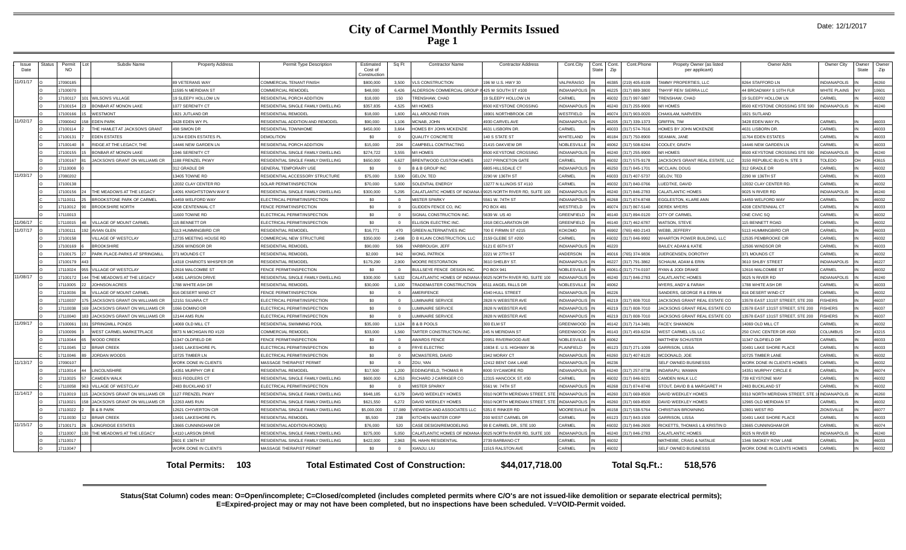# City of Carmel Monthly Permits Issued

## Page 1

Date: 12/1/2017

| Issue Date | Status | Permit NO | Lot | Subdiv Name | Property Address | Permit Type Description | Estimated Cost of Construction | Sq Ft | Contractor Name | Contractor Address | Cont.City | Cont. State | Cont. Zip | Cont.Phone | Propety Owner (as listed per applicant) | Owner Adrs | Owner City | Owner State | Owner Zip |
|---|---|---|---|---|---|---|---|---|---|---|---|---|---|---|---|---|---|---|---|
| 11/01/17 | O | 17090185 | | | 89 VETERANS WAY | COMMERCIAL TENANT FINISH | $800,000 | 3,500 | VLS CONSTRUCTION | 196 W U.S. HWY 30 | VALPARAISO | IN | 46385 | (219) 405-8199 | TAMMY PROPERTIES, LLC | 8264 STAFFORD LN | INDIANAPOLIS | IN | 46260 |
| | O | 17100070 | | | 11595 N MERIDIAN ST | COMMERCIAL REMODEL | $48,000 | 6,426 | ALDERSON COMMERCIAL GROUP I | 425 W SOUTH ST #100 | INDIANAPOLIS | IN | 46225 | (317) 889-3800 | TNHYIF REIV SIERRA LLC | 44 BROADWAY S 10TH FLR | WHITE PLAINS | NY | 10601 |
| | O | 17100117 | 101 | WILSON'S VILLAGE | 19 SLEEPY HOLLOW LN | RESIDENTIAL PORCH ADDITION | $18,000 | 150 | TRENSHAW, CHAD | 19 SLEEPY HOLLOW LN | CARMEL | IN | 46032 | (317) 997-5887 | TRENSHAW, CHAD | 19 SLEEPY HOLLOW LN | CARMEL | IN | 46032 |
| | O | 17100154 | 23 | BONBAR AT MONON LAKE | 1077 SERENITY CT | RESIDENTIAL SINGLE FAMILY DWELLING | $357,835 | 4,525 | M/I HOMES | 8500 KEYSTONE CROSSING | INDIANAPOLIS | IN | 46240 | (317) 255-9900 | M/I HOMES | 8500 KEYSTONE CROSSING STE 590 | INDIANAPOLIS | IN | 46240 |
| | O | 17100166 | 15 | WESTMONT | 1821 JUTLAND DR | RESIDENTIAL REMODEL | $18,000 | 1,600 | ALL AROUND FIXIN | 18901 NORTHBROOK CIR | WESTFIELD | IN | 46074 | (317) 903-0020 | CHAKILAM, NARVEEN | 1821 SUTLAND | | | |
| 11/02/17 | O | 17090042 | 158 | EDEN PARK | 3428 EDEN WY PL | RESIDENTIAL ADDITION AND REMODEL | $90,000 | 1,106 | MCNAB, JOHN | 4930 CARVEL AVE | INDIANAPOLIS | IN | 46205 | (317) 339-1373 | GRIFFIN, TIM | 3428 EDEN WAY PL | CARMEL | IN | 46033 |
| | O | 17100114 | 2 | THE HAMLET AT JACKSON'S GRANT | 498 SIMON DR | RESIDENTIAL TOWNHOME | $450,000 | 3,664 | HOMES BY JOHN MCKENZIE | 4631 LISBORN DR. | CARMEL | IN | 46033 | (317) 574-7616 | HOMES BY JOHN MCKENZIE | 4631 LISBORN DR. | CARMEL | IN | 46033 |
| | C | 17100131 | 7 | EDEN ESTATES | 11764 EDEN ESTATES PL | DEMOLITION | $0 | 0 | QUALITY CONCRETE | 140 S STATE ST | WHITELAND | IN | 46184 | (317) 750-8900 | SEAMAN, JANE | 11764 EDEN ESTATES | CARMEL | IN | 46033 |
| | O | 17100140 | 8 | RIDGE AT THE LEGACY, THE | 14446 NEW GARDEN LN | RESIDENTIAL PORCH ADDITION | $15,000 | 204 | CAMPBELL CONTRACTING | 21415 OAKVIEW DR | NOBLESVILLE | IN | 46062 | (317) 508-6244 | COOLEY, GRATH | 14446 NEW GARDEN LN | CARMEL | IN | 46033 |
| | O | 17100155 | 15 | BONBAR AT MONON LAKE | 1046 SERENITY CT | RESIDENTIAL SINGLE FAMILY DWELLING | $274,722 | 3,555 | M/I HOMES | 8500 KEYSTONE CROSSING | INDIANAPOLIS | IN | 46240 | (317) 255-9900 | M/I HOMES | 8500 KEYSTONE CROSSING STE 590 | INDIANAPOLIS | IN | 46240 |
| | O | 17100167 | 81 | JACKSON'S GRANT ON WILLIAMS CR | 1188 FRENZEL PKWY | RESIDENTIAL SINGLE FAMILY DWELLING | $650,000 | 6,627 | BRENTWOOD CUSTOM HOMES | 1027 PRINCETON GATE | CARMEL | IN | 46032 | (317) 575-9178 | JACKSON'S GRANT REAL ESTATE, LLC | 3150 REPUBLIC BLVD N, STE 3 | TOLEDO | OH | 43615 |
| | O | 17110008 | 0 | | 312 GRADLE DR | GENERAL TEMPORARY USE | $0 | 0 | B & B GROUP INC | 6805 HILLSDALE CT | INDIANAPOLIS | IN | 46250 | (317) 845-1701 | MCCLAIN, DOUG | 312 GRADLE DR | CARMEL | IN | 46032 |
| 11/03/17 | O | 17080202 | | | 13405 TOWNE RD | RESIDENTIAL ACCESSORY STRUCTURE | $75,000 | 3,500 | GELOV, TED | 2290 W 136TH ST | CARMEL | IN | 46033 | (317) 407-5737 | GELOV, TED | 2290 W 136TH ST | CARMEL | IN | 46033 |
| | O | 17100138 | | | 12032 CLAY CENTER RD | SOLAR PERMIT/INSPECTION | $70,000 | 5,000 | SOLENTIAL ENERGY | 13277 N ILLINOIS ST #110 | CARMEL | IN | 46032 | (317) 840-0766 | LUEDTKE, DAVID | 12032 CLAY CENTER RD. | CARMEL | IN | 46032 |
| | O | 17100156 | 24 | THE MEADOWS AT THE LEGACY | 14091 KNIGHTSTOWN WAY E | RESIDENTIAL SINGLE FAMILY DWELLING | $300,000 | 5,295 | CALATLANTIC HOMES OF INDIANA I | 9025 NORTH RIVER RD, SUITE 100 | INDIANAPOLIS | IN | 46240 | (317) 846-2783 | CALATLANTIC HOMES | 9025 N RIVER RD | INDIANAPOLIS | IN | 46240 |
| | O | 17110011 | 25 | BROOKSTONE PARK OF CARMEL | 14459 WELFORD WAY | ELECTRICAL PERMIT/INSPECTION | $0 | 0 | MISTER SPARKY | 5561 W. 74TH ST | INDIANAPOLIS | IN | 46268 | (317) 874-8748 | EGGLESTON, KLARE ANN | 14459 WELFORD WAY | CARMEL | IN | 46032 |
| | O | 17110012 | 90 | BROOKSHIRE NORTH | 4208 CENTENNIAL CT | FENCE PERMIT/INSPECTION | $0 | 0 | GLIDDEN FENCE CO, INC | PO BOX 481 | WESTFIELD | IN | 46074 | (317) 867-5140 | DEREK MYERS | 4208 CENTENNIAL CT | CARMEL | IN | 46033 |
| | O | 17110013 | | | 11600 TOWNE RD | ELECTRICAL PERMIT/INSPECTION | $0 | 0 | SIGNAL CONSTRUCTION INC. | 5639 W. US 40 | GREENFIELD | IN | 46140 | (317) 894-0120 | CITY OF CARMEL | ONE CIVIC SQ | CARMEL | IN | 46032 |
| 11/06/17 | C | 17110015 | 48 | VILLAGE OF MOUNT CARMEL | 115 BENNETT DR | ELECTRICAL PERMIT/INSPECTION | $0 | 0 | ELLISON ELECTRIC INC. | 1918 DECLARATION DR | GREENFIELD | IN | 46140 | (317) 462-6787 | WATSON, STEVE | 115 BENNETT ROAD | CARMEL | IN | 46032 |
| 11/07/17 | O | 17100111 | 192 | AVIAN GLEN | 5113 HUMMINGBIRD CIR | RESIDENTIAL REMODEL | $16,771 | 470 | GREEN ALTERNATIVES INC | 700 E FIRMIN ST #215 | KOKOMO | IN | 46902 | (765) 480-2143 | WEBB, JEFFERY | 5113 HUMMINGBIRD CIR | CARMEL | IN | 46033 |
| | O | 17100158 | | VILLAGE OF WESTCLAY | 12735 MEETING HOUSE RD | COMMERCIAL NEW STRUCTURE | $350,000 | 2,498 | D B KLAIN CONSTRUCTION, LLC | 2159 GLEBE ST #200 | CARMEL | IN | 46032 | (317) 846-9992 | WHARTON POWER BUILDING, LLC | 12535 PEMBROOKE CIR | CARMEL | IN | 46032 |
| | O | 17100169 | 6 | BROOKSHIRE | 12506 WINDSOR DR | RESIDENTIAL REMODEL | $90,000 | 506 | YARBROUGH, JEFF | 5121 E 65TH ST | INDIANAPOLIS | IN | 46220 | | BAILEY, ADAM & KATIE | 12506 WINDSOR DR | CARMEL | IN | 46033 |
| | O | 17100175 | 27 | PARK PLACE-PARKS AT SPRINGMILL | 371 MOUNDS CT | RESIDENTIAL REMODEL | $2,000 | 942 | WONG, PATRICK | 2221 W 27TH ST | ANDERSON | IN | 46016 | (765) 374-9836 | JUERGENSEN, DOROTHY | 371 MOUNDS CT | CARMEL | IN | 46032 |
| | O | 17100179 | 443 | | 14318 CHARIOTS WHISPER DR | RESIDENTIAL REMODEL | $179,290 | 2,900 | MOORE RESTORATION | 3610 SHELBY ST. | INDIANAPOLIS | IN | 46227 | (317) 791-3862 | SCHAUM, ADAM & ERIN | 3610 SHLBY STREET | INDIANAPOLIS | IN | 46227 |
| | O | 17110024 | 955 | VILLAGE OF WESTCLAY | 12616 MALCOMBE ST | FENCE PERMIT/INSPECTION | $0 | 0 | BULLSEYE FENCE DESIGN INC. | PO BOX 941 | NOBLESVILLE | IN | 46061-0 | (317) 774-0197 | RYAN & JODI DRAKE | 12616 MALCOMBE ST | CARMEL | IN | 46032 |
| 11/08/17 | O | 17100172 | 144 | THE MEADOWS AT THE LEGACY | 14081 LARSON DRIVE | RESIDENTIAL SINGLE FAMILY DWELLING | $300,000 | 5,632 | CALATLANTIC HOMES OF INDIANA I | 9025 NORTH RIVER RD, SUITE 100 | INDIANAPOLIS | IN | 46240 | (317) 846-2783 | CALATLANTIC HOMES | 9025 N RIVER RD | INDIANAPOLIS | IN | 46240 |
| | O | 17110005 | 22 | JOHNSON ACRES | 1788 WHITE ASH DR | RESIDENTIAL REMODEL | $30,000 | 1,100 | TRADEMASTER CONSTRUCTION | 6511 ANGEL FALLS DR | NOBLESVILLE | IN | 46062 | | MYERS, ANDY & FARAH | 1788 WHITE ASH DR | CARMEL | IN | 46033 |
| | O | 17110036 | 36 | VILLAGE OF MOUNT CARMEL | 816 DESERT WIND CT | FENCE PERMIT/INSPECTION | $0 | 0 | AMERIFENCE | 4340 HULL STREET | INDIANAPOLIS | IN | 46226 | | SANDERS, GEORGE R & ERIN M | 816 DESERT WIND CT | CARMEL | IN | 46032 |
| | O | 17110037 | 175 | JACKSON'S GRANT ON WILLIAMS CR | 12151 SILVARA CT | ELECTRICAL PERMIT/INSPECTION | $0 | 0 | LUMINAIRE SERVICE | 2828 N WEBSTER AVE | INDIANAPOLIS | IN | 46219 | (317) 808-7010 | JACKSONS GRANT REAL ESTATE CO | 13578 EAST 131ST STREET, STE 200 | FISHERS | IN | 46037 |
| | O | 17110038 | 169 | JACKSON'S GRANT ON WILLIAMS CR | 1066 DOMINO DR | ELECTRICAL PERMIT/INSPECTION | $0 | 0 | LUMINAIRE SERVICE | 2828 N WEBSTER AVE | INDIANAPOLIS | IN | 46219 | (317) 808-7010 | JACKSONS GRANT REAL ESTATE CO | 13578 EAST 131ST STREET, STE 200 | FISHERS | IN | 46037 |
| | O | 17110040 | 183 | JACKSON'S GRANT ON WILLIAMS CR | 12144 AMS RUN | ELECTRICAL PERMIT/INSPECTION | $0 | 0 | LUMINAIRE SERVICE | 2828 N WEBSTER AVE | INDIANAPOLIS | IN | 46219 | (317) 808-7010 | JACKSONS GRANT REAL ESTATE CO | 13578 EAST 131ST STREET, STE 200 | FISHERS | IN | 46037 |
| 11/09/17 | O | 17100061 | 191 | SPRINGMILL PONDS | 14069 OLD MILL CT | RESIDENTIAL SWIMMING POOL | $35,000 | 1,124 | B & B POOLS | 300 ELM ST | GREENWOOD | IN | 46142 | (317) 714-3481 | FACEY, SHANNON | 14069 OLD MILL CT | CARMEL | IN | 46032 |
| | O | 17100096 | 3 | WEST CARMEL MARKETPLACE | 9873 N MICHIGAN RD #120 | COMMERCIAL REMODEL | $33,000 | 1,560 | TARTER CONSTRUCTION INC. | 245 N MERIDIAN ST | GREENWOOD | IN | 46143 | (317) 459-6234 | WEST CARMEL LSL LLC | 250 CIVIC CENTER DR #500 | COLUMBUS | OH | 43215 |
| | O | 17110044 | 65 | WOOD CREEK | 11347 OLDFIELD DR | FENCE PERMIT/INSPECTION | $0 | 0 | AWARDS FENCE | 20951 RIVERWOOD AVE | NOBLESVILLE | IN | 46062 | | MATTHEW SCHUSTER | 11347 OLDFIELD DR | CARMEL | IN | 46033 |
| | C | 17110045 | 12 | BRIAR CREEK | 10491 LAKESHORE PL | ELECTRICAL PERMIT/INSPECTION | $0 | 0 | FRYE ELECTRIC | 10834 E. U.S. HIGHWAY 36 | PLAINFIELD | IN | 46123 | (317) 271-1099 | GARRISON, LISSA | 10491 LAKE SHORE PLACE | CARMEL | IN | 46033 |
| | C | 17110046 | 89 | JORDAN WOODS | 10725 TIMBER LN | ELECTRICAL PERMIT/INSPECTION | $0 | 0 | MCMASTERS, DAVID | 1942 MORAY CT | INDIANAPOLIS | IN | 46260 | (317) 407-8120 | MCDONALD, JOE | 10725 TIMBER LANE | CARMEL | IN | 46032 |
| 11/13/17 | O | 17090107 | | | WORK DONE IN CLIENTS | MASSAGE THERAPIST PERMIT | $0 | 0 | ZOU, YAN | 12412 BENT OAK LANE | INDIANAPOLIS | IN | 46236 | | SELF OWNED BUSINESSS | WORK DONE IN CLIENTS HOMES | CARMEL | IN | 46032 |
| | O | 17110014 | 44 | LINCOLNSHIRE | 14351 MURPHY CIR E | RESIDENTIAL REMODEL | $17,500 | 1,200 | EDDINGFIELD, THOMAS R | 8000 SYCAMORE RD | INDIANAPOLIS | IN | 46240 | (317) 257-0738 | INDARAPU, WAMAN | 14351 MURPHY CIRCLE E | CARMEL | IN | 46074 |
| | O | 17110025 | 57 | CAMDEN WALK | 9915 FIDDLERS CT | RESIDENTIAL SINGLE FAMILY DWELLING | $600,000 | 6,253 | RICHARD J CARRIGER CO | 12315 HANCOCK ST, #30 | CARMEL | IN | 46032 | (317) 846-9221 | CAMDEN WALK LLC | 739 KEYSTONE WAY | CARMEL | IN | 46032 |
| | C | 17110058 | 963 | VILLAGE OF WESTCLAY | 2483 BUCKLAND ST | ELECTRICAL PERMIT/INSPECTION | $0 | 0 | MISTER SPARKY | 5561 W. 74TH ST | INDIANAPOLIS | IN | 46268 | (317) 874-8748 | STOUT, DAVID B & MARGARET H | 2483 BUCKLAND ST | CARMEL | IN | 46032 |
| 11/14/17 | O | 17110019 | 115 | JACKSON'S GRANT ON WILLIAMS CR | 1127 FRENZEL PKWY | RESIDENTIAL SINGLE FAMILY DWELLING | $648,185 | 6,179 | DAVID WEEKLEY HOMES | 9310 NORTH MERIDIAN STREET, STE | INDIANAPOLIS | IN | 46260 | (317) 669-8500 | DAVID WEEKLEY HOMES | 9310 NORTH MERIDIAN STREET, STE 1 | INDIANAPOLIS | IN | 46260 |
| | O | 17110021 | 158 | JACKSON'S GRANT ON WILLIAMS CR | 12263 AMS RUN | RESIDENTIAL SINGLE FAMILY DWELLING | $621,550 | 6,272 | DAVID WEEKLEY HOMES | 9310 NORTH MERIDIAN STREET, STE | INDIANAPOLIS | IN | 46260 | (317) 669-8500 | DAVID WEEKLEY HOMES | 12965 OLD MERIDIAN ST | CARMEL | IN | 46032 |
| | O | 17110022 | 2 | B & B PARK | 12621 CHYVERTON CIR | RESIDENTIAL SINGLE FAMILY DWELLING | $5,000,000 | 17,089 | VIEWEGH AND ASSOCIATES LLC | 5351 E RINKER RD | MOORESVILLE | IN | 46158 | (317) 538-5764 | CHRISTIAN BROWNING | 12801 WEST RD | ZIONSVILLE | IN | 46077 |
| | O | 17110030 | 12 | BRIAR CREEK | 10491 LAKESHORE PL | RESIDENTIAL REMODEL | $5,500 | 238 | KITCHEN MASTER CORP | 200 WEST CARMEL DR | CARMEL | IN | 46123 | (317) 843-1500 | GARRISON, LISSA | 10491 LAKE SHORE PLACE | CARMEL | IN | 46033 |
| 11/15/17 | O | 17100171 | 26 | LONGRIDGE ESTATES | 13665 CUNNINGHAM DR | RESIDENTIAL ADDITION-ROOM(S) | $76,000 | 520 | CASE DESIGN/REMODELING | 99 E CARMEL DR., STE 100 | CARMEL | IN | 46032 | (317) 846-2600 | RICKETTS, THOMAS L & KRISTIN D | 13665 CUNNINGHAM DR | CARMEL | IN | 46074 |
| | O | 17110007 | 130 | THE MEADOWS AT THE LEGACY | 14110 LARSON DRIVE | RESIDENTIAL SINGLE FAMILY DWELLING | $275,000 | 5,050 | CALATLANTIC HOMES OF INDIANA I | 9025 NORTH RIVER RD, SUITE 100 | INDIANAPOLIS | IN | 46240 | (317) 846-2783 | CALATLANTIC HOMES | 9025 N RIVER RD | INDIANAPOLIS | IN | 46240 |
| | O | 17110017 | | | 2601 E 136TH ST | RESIDENTIAL SINGLE FAMILY DWELLING | $422,000 | 2,963 | RL HAHN RESIDENTIAL | 2739 BARBANO CT | CARMEL | IN | 46032 | | MATHEIBE, CRAIG & NATALIE | 1346 SMOKEY ROW LANE | CARMEL | IN | 46033 |
| | O | 17110047 | | | WORK DONE IN CLIENTS | MASSAGE THERAPIST PERMIT | $0 | 0 | XIANJU, LIU | 11515 RALSTON AVE | CARMEL | IN | 46032 | | SELF OWNED BUSINESSS | WORK DONE IN CLIENTS HOMES | CARMEL | IN | 46032 |

**Total Permits: 103** **Total Estimated Cost of Construction: $44,017,718.00** **Total Sq.Ft.: 518,576**

**Status(Stat Column) codes mean: O=Open/incomplete; C=Closed/completed (includes completed permits where C/O's are not issued-like demolition or separate electrical permits); E=Expired-project may or may not have been completed, but no inspections have been scheduled. V=VOID-Permit voided.**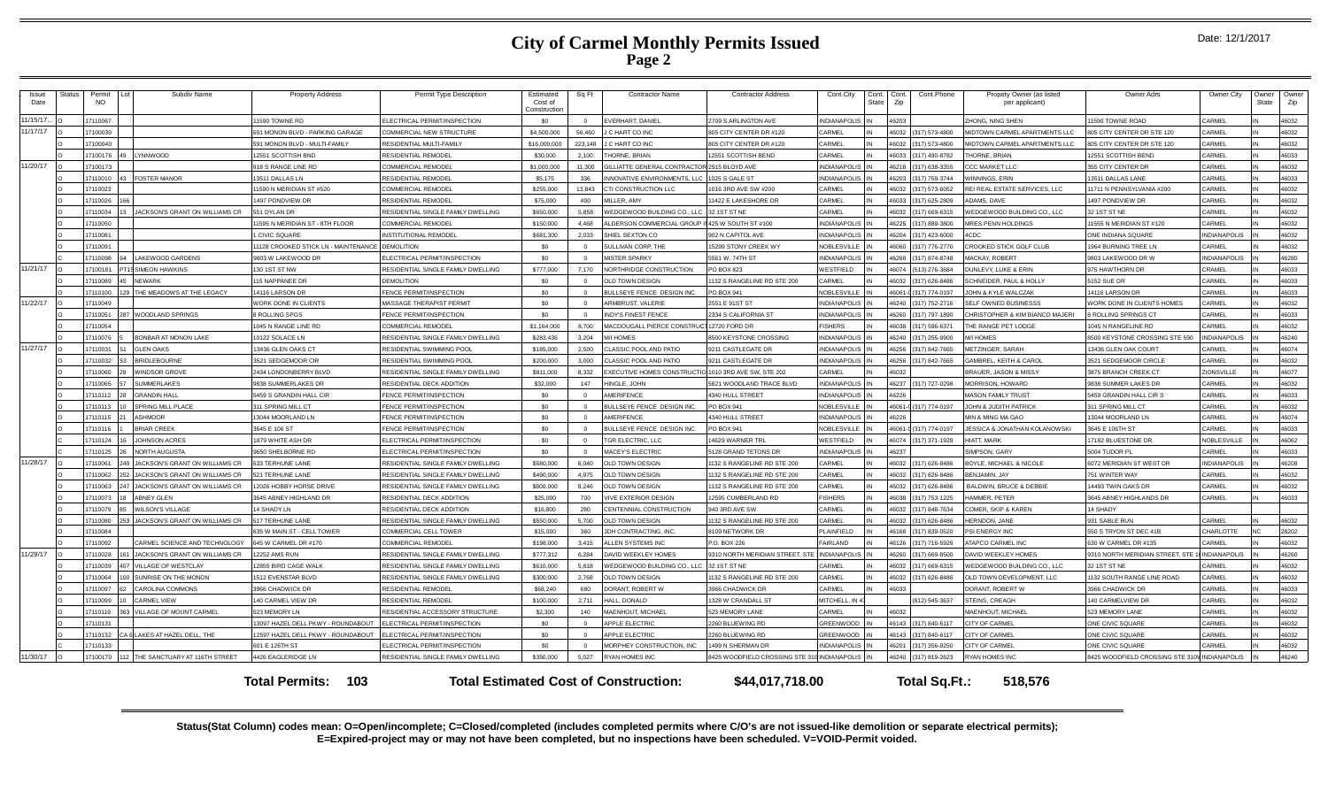# City of Carmel Monthly Permits Issued
## Page 2

Date: 12/1/2017

| Issue Date | Status | Permit NO | Lot | Subdiv Name | Property Address | Permit Type Description | Estimated Cost of Construction | Sq Ft | Contractor Name | Contractor Address | Cont.City | Cont. State | Cont. Zip | Cont.Phone | Propety Owner (as listed per applicant) | Owner Adrs | Owner City | Owner State | Owner Zip |
|---|---|---|---|---|---|---|---|---|---|---|---|---|---|---|---|---|---|---|---|
| 11/15/17... | O | 17110067 | | | 11590 TOWNE RD | ELECTRICAL PERMIT/INSPECTION | $0 | 0 | EVERHART, DANIEL | 2709 S ARLINGTON AVE | INDIANAPOLIS | IN | 46203 | | ZHONG, NING SHEN | 11590 TOWNE ROAD | CARMEL | IN | 46032 |
| 11/17/17 | O | 17100039 | | | 591 MONON BLVD - PARKING GARAGE | COMMERCIAL NEW STRUCTURE | $4,500,000 | 56,460 | J C HART CO INC | 805 CITY CENTER DR #120 | CARMEL | IN | 46032 | (317) 573-4800 | MIDTOWN CARMEL APARTMENTS LLC | 805 CITY CENTER DR STE 120 | CARMEL | IN | 46032 |
| | O | 17100040 | | | 591 MONON BLVD - MULTI-FAMILY | RESIDENTIAL MULTI-FAMILY | $16,000,000 | 223,148 | J C HART CO INC | 805 CITY CENTER DR #120 | CARMEL | IN | 46032 | (317) 573-4800 | MIDTOWN CARMEL APARTMENTS LLC | 805 CITY CENTER DR STE 120 | CARMEL | IN | 46032 |
| | O | 17100176 | 49 | LYNNWOOD | 12551 SCOTTISH BND | RESIDENTIAL REMODEL | $30,000 | 2,100 | THORNE, BRIAN | 12551 SCOTTISH BEND | CARMEL | IN | 46033 | (317) 490-8782 | THORNE, BRIAN | 12551 SCOTTISH BEND | CARMEL | IN | 46033 |
| 11/20/17 | O | 17100173 | | | 918 S RANGE LINE RD | COMMERCIAL REMODEL | $1,000,000 | 11,300 | GILLIATTE GENERAL CONTRACTOR | 2515 BLOYD AVE | INDIANAPOLIS | IN | 46218 | (317) 638-3355 | CCC MARKET LLC | 355 CITY CENTER DR | CARMEL | IN | 46032 |
| | O | 17110010 | 43 | FOSTER MANOR | 13511 DALLAS LN | RESIDENTIAL REMODEL | $5,175 | 336 | INNOVATIVE ENVIRONMENTS, LLC | 1025 S GALE ST | INDIANAPOLIS | IN | 46203 | (317) 759-3744 | WINNINGS, ERIN | 13511 DALLAS LANE | CARMEL | IN | 46033 |
| | O | 17110023 | | | 11590 N MERIDIAN ST #520 | COMMERCIAL REMODEL | $255,000 | 13,843 | CTI CONSTRUCTION LLC | 1016 3RD AVE SW #200 | CARMEL | IN | 46032 | (317) 573-6052 | REI REAL ESTATE SERVICES, LLC | 11711 N PENNSYLVANIA #200 | CARMEL | IN | 46032 |
| | O | 17110026 | 166 | | 1497 PONDVIEW DR | RESIDENTIAL REMODEL | $75,000 | 400 | MILLER, AMY | 11422 E LAKESHORE DR | CARMEL | IN | 46033 | (317) 625-2809 | ADAMS, DAVE | 1497 PONDVIEW DR | CARMEL | IN | 46032 |
| | O | 17110034 | 13 | JACKSON'S GRANT ON WILLIAMS CR | 551 DYLAN DR | RESIDENTIAL SINGLE FAMILY DWELLING | $650,000 | 5,858 | WEDGEWOOD BUILDING CO., LLC | 32 1ST ST NE | CARMEL | IN | 46032 | (317) 669-6315 | WEDGEWOOD BUILDING CO., LLC | 32 1ST ST NE | CARMEL | IN | 46032 |
| | O | 17110050 | | | 11595 N MERIDIAN ST - 8TH FLOOR | COMMERCIAL REMODEL | $150,000 | 4,468 | ALDERSON COMMERCIAL GROUP I | 425 W SOUTH ST #100 | INDIANAPOLIS | IN | 46225 | (317) 889-3800 | MRES PENN HOLDINGS | 11555 N MERIDIAN ST #120 | CARMEL | IN | 46032 |
| | O | 17110081 | | | 1 CIVIC SQUARE | INSTITUTIONAL REMODEL | $681,300 | 2,033 | SHIEL SEXTON CO | 902 N CAPITOL AVE | INDIANAPOLIS | IN | 46204 | (317) 423-6000 | 4CDC | ONE INDIANA SQUARE | INDIANAPOLIS | IN | 46032 |
| | O | 17110091 | | | 11126 CROOKED STICK LN - MAINTENANCE | DEMOLITION | $0 | 0 | SULLIVAN CORP, THE | 15299 STONY CREEK WY | NOBLESVILLE | IN | 46060 | (317) 776-2770 | CROOKED STICK GOLF CLUB | 1964 BURNING TREE LN | CARMEL | IN | 46032 |
| | C | 17110098 | 64 | LAKEWOOD GARDENS | 9803 W LAKEWOOD DR | ELECTRICAL PERMIT/INSPECTION | $0 | 0 | MISTER SPARKY | 5561 W. 74TH ST | INDIANAPOLIS | IN | 46268 | (317) 874-8748 | MACKAY, ROBERT | 9803 LAKEWOOD DR W | INDIANAPOLIS | IN | 46280 |
| 11/21/17 | O | 17100181 | PT15 | SIMEON HAWKINS | 130 1ST ST NW | RESIDENTIAL SINGLE FAMILY DWELLING | $777,000 | 7,170 | NORTHRIDGE CONSTRUCTION | PO BOX 823 | WESTFIELD | IN | 46074 | (513) 276-3684 | DUNLEVY, LUKE & ERIN | 975 HAWTHORN DR | CARMEL | IN | 46033 |
| | O | 17110089 | 45 | NEWARK | 115 NAPPANEE DR | DEMOLITION | $0 | 0 | OLD TOWN DESIGN | 1132 S RANGELINE RD STE 200 | CARMEL | IN | 46032 | (317) 626-8486 | SCHNEIDER, PAUL & HOLLY | 5152 SUE DR | CARMEL | IN | 46033 |
| | O | 17110100 | 129 | THE MEADOWS AT THE LEGACY | 14116 LARSON DR | FENCE PERMIT/INSPECTION | $0 | 0 | BULLSEYE FENCE DESIGN INC. | PO BOX 941 | NOBLESVILLE | IN | 46061-0 | (317) 774-0197 | JOHN & KYLE WALCZAK | 14116 LARSON DR | CARMEL | IN | 46033 |
| 11/22/17 | O | 17110049 | | | WORK DONE IN CLIENTS | MASSAGE THERAPIST PERMIT | $0 | 0 | ARMBRUST, VALERIE | 2551 E 91ST ST | INDIANAPOLIS | IN | 46240 | (317) 752-2716 | SELF OWNED BUSINESSS | WORK DONE IN CLIENTS HOMES | CARMEL | IN | 46032 |
| | O | 17110051 | 287 | WOODLAND SPRINGS | 8 ROLLING SPGS | FENCE PERMIT/INSPECTION | $0 | 0 | INDY'S FINEST FENCE | 2334 S CALIFORNIA ST | INDIANAPOLIS | IN | 46260 | (317) 797-1890 | CHRISTOPHER & KIM BIANCO MAJERI | 8 ROLLING SPRINGS CT | CARMEL | IN | 46033 |
| | O | 17110054 | | | 1045 N RANGE LINE RD | COMMERCIAL REMODEL | $1,164,000 | 8,700 | MACDOUGALL PIERCE CONSTRUCT | 12720 FORD DR | FISHERS | IN | 46038 | (317) 596-6371 | THE RANGE PET LODGE | 1045 N RANGELINE RD | CARMEL | IN | 46032 |
| | O | 17110076 | 5 | BONBAR AT MONON LAKE | 10122 SOLACE LN | RESIDENTIAL SINGLE FAMILY DWELLING | $283,436 | 3,204 | M/I HOMES | 8500 KEYSTONE CROSSING | INDIANAPOLIS | IN | 46240 | (317) 255-9900 | M/I HOMES | 8500 KEYSTONE CROSSING STE 590 | INDIANAPOLIS | IN | 46240 |
| 11/27/17 | O | 17110031 | 51 | GLEN OAKS | 13436 GLEN OAKS CT | RESIDENTIAL SWIMMING POOL | $185,000 | 2,500 | CLASSIC POOL AND PATIO | 9211 CASTLEGATE DR | INDIANAPOLIS | IN | 46256 | (317) 842-7665 | METZINGER, SARAH | 13436 GLEN OAK COURT | CARMEL | IN | 46074 |
| | O | 17110032 | 53 | BRIDLEBOURNE | 3521 SEDGEMOOR CIR | RESIDENTIAL SWIMMING POOL | $200,000 | 3,000 | CLASSIC POOL AND PATIO | 9211 CASTLEGATE DR | INDIANAPOLIS | IN | 46256 | (317) 842-7665 | GAMBREL, KEITH & CAROL | 3521 SEDGEMOOR CIRCLE | CARMEL | IN | 46032 |
| | O | 17110060 | 28 | WINDSOR GROVE | 2434 LONDONBERRY BLVD | RESIDENTIAL SINGLE FAMILY DWELLING | $811,000 | 8,332 | EXECUTIVE HOMES CONSTRUCTIO | 1010 3RD AVE SW, STE 202 | CARMEL | IN | 46032 | | BRAUER, JASON & MISSY | 3875 BRANCH CREEK CT | ZIONSVILLE | IN | 46077 |
| | O | 17110065 | 57 | SUMMERLAKES | 9838 SUMMERLAKES DR | RESIDENTIAL DECK ADDITION | $32,000 | 147 | HINGLE, JOHN | 5621 WOODLAND TRACE BLVD | INDIANAPOLIS | IN | 46237 | (317) 727-0298 | MORRISON, HOWARD | 9838 SUMMER LAKES DR | CARMEL | IN | 46032 |
| | O | 17110112 | 28 | GRANDIN HALL | 5459 S GRANDIN HALL CIR | FENCE PERMIT/INSPECTION | $0 | 0 | AMERIFENCE | 4340 HULL STREET | INDIANAPOLIS | IN | 46226 | | MASON FAMILY TRUST | 5459 GRANDIN HALL CIR S | CARMEL | IN | 46033 |
| | O | 17110113 | 10 | SPRING MILL PLACE | 311 SPRING MILL CT | FENCE PERMIT/INSPECTION | $0 | 0 | BULLSEYE FENCE DESIGN INC. | PO BOX 941 | NOBLESVILLE | IN | 46061-0 | (317) 774-0197 | JOHN & JUDITH PATRICK | 311 SPRING MILL CT | CARMEL | IN | 46032 |
| | O | 17110115 | 21 | ASHMOOR | 13044 MOORLAND LN | FENCE PERMIT/INSPECTION | $0 | 0 | AMERIFENCE | 4340 HULL STREET | INDIANAPOLIS | IN | 46226 | | MIN & MING MA GAO | 13044 MOORLAND LN | CARMEL | IN | 46074 |
| | O | 17110116 | 1 | BRIAR CREEK | 3645 E 106 ST | FENCE PERMIT/INSPECTION | $0 | 0 | BULLSEYE FENCE DESIGN INC. | PO BOX 941 | NOBLESVILLE | IN | 46061-0 | (317) 774-0197 | JESSICA & JONATHAN KOLANOWSKI | 3645 E 106TH ST | CARMEL | IN | 46033 |
| | C | 17110124 | 16 | JOHNSON ACRES | 1870 WHITE ASH DR | ELECTRICAL PERMIT/INSPECTION | $0 | 0 | TGR ELECTRIC, LLC | 14629 WARNER TRL | WESTFIELD | IN | 46074 | (317) 371-1928 | HIATT, MARK | 17182 BLUESTONE DR | NOBLESVILLE | IN | 46062 |
| | C | 17110125 | 26 | NORTH AUGUSTA | 9650 SHELBORNE RD | ELECTRICAL PERMIT/INSPECTION | $0 | 0 | MACEY'S ELECTRIC | 5128 GRAND TETONS DR | INDIANAPOLIS | IN | 46237 | | SIMPSON, GARY | 5004 TUDOR PL | CARMEL | IN | 46033 |
| 11/28/17 | O | 17110061 | 249 | JACKSON'S GRANT ON WILLIAMS CR | 533 TERHUNE LANE | RESIDENTIAL SINGLE FAMILY DWELLING | $580,000 | 6,040 | OLD TOWN DESIGN | 1132 S RANGELINE RD STE 200 | CARMEL | IN | 46032 | (317) 626-8486 | BOYLE, MICHAEL & NICOLE | 6072 MERIDIAN ST WEST DR | INDIANAPOLIS | IN | 46208 |
| | O | 17110062 | 252 | JACKSON'S GRANT ON WILLIAMS CR | 521 TERHUNE LANE | RESIDENTIAL SINGLE FAMILY DWELLING | $490,000 | 4,975 | OLD TOWN DESIGN | 1132 S RANGELINE RD STE 200 | CARMEL | IN | 46032 | (317) 626-8486 | BENJAMIN, JAY | 751 WINTER WAY | CARMEL | IN | 46032 |
| | O | 17110063 | 247 | JACKSON'S GRANT ON WILLIAMS CR | 12026 HOBBY HORSE DRIVE | RESIDENTIAL SINGLE FAMILY DWELLING | $800,000 | 8,246 | OLD TOWN DESIGN | 1132 S RANGELINE RD STE 200 | CARMEL | IN | 46032 | (317) 626-8486 | BALDWIN, BRUCE & DEBBIE | 14493 TWIN OAKS DR | CARMEL | IN | 46032 |
| | O | 17110073 | 18 | ABNEY GLEN | 3645 ABNEY HIGHLAND DR | RESIDENTIAL DECK ADDITION | $25,000 | 700 | VIVE EXTERIOR DESIGN | 12595 CUMBERLAND RD | FISHERS | IN | 46038 | (317) 753-1225 | HAMMER, PETER | 3645 ABNEY HIGHLANDS DR | CARMEL | IN | 46033 |
| | O | 17110079 | 85 | WILSON'S VILLAGE | 14 SHADY LN | RESIDENTIAL DECK ADDITION | $16,800 | 280 | CENTENNIAL CONSTRUCTION | 940 3RD AVE SW | CARMEL | IN | 46032 | (317) 848-7634 | COMER, SKIP & KAREN | 14 SHADY | | | |
| | O | 17110080 | 253 | JACKSON'S GRANT ON WILLIAMS CR | 517 TERHUNE LANE | RESIDENTIAL SINGLE FAMILY DWELLING | $550,000 | 5,700 | OLD TOWN DESIGN | 1132 S RANGELINE RD STE 200 | CARMEL | IN | 46032 | (317) 626-8486 | HERNDON, JANE | 931 SABLE RUN | CARMEL | IN | 46032 |
| | O | 17110084 | | | 635 W MAIN ST - CELL TOWER | COMMERCIAL CELL TOWER | $15,000 | 360 | JDH CONTRACTING, INC. | 8109 NETWORK DR. | PLAINFIELD | IN | 46168 | (317) 839-0520 | PSI ENERGY INC | 550 S TRYON ST DEC 41B | CHARLOTTE | NC | 28202 |
| | O | 17110092 | | CARMEL SCIENCE AND TECHNOLOGY | 645 W CARMEL DR #170 | COMMERCIAL REMODEL | $198,000 | 3,415 | ALLEN SYSTEMS INC | P.O. BOX 226 | FAIRLAND | IN | 46126 | (317) 716-5926 | ATAPCO CARMEL INC | 630 W CARMEL DR #135 | CARMEL | IN | 46032 |
| 11/29/17 | O | 17110028 | 161 | JACKSON'S GRANT ON WILLIAMS CR | 12252 AMS RUN | RESIDENTIAL SINGLE FAMILY DWELLING | $777,312 | 6,284 | DAVID WEEKLEY HOMES | 9310 NORTH MERIDIAN STREET, STE | INDIANAPOLIS | IN | 46260 | (317) 669-8500 | DAVID WEEKLEY HOMES | 9310 NORTH MERIDIAN STREET, STE 1 | INDIANAPOLIS | IN | 46260 |
| | O | 17110039 | 407 | VILLAGE OF WESTCLAY | 12855 BIRD CAGE WALK | RESIDENTIAL SINGLE FAMILY DWELLING | $610,000 | 5,818 | WEDGEWOOD BUILDING CO., LLC | 32 1ST ST NE | CARMEL | IN | 46032 | (317) 669-6315 | WEDGEWOOD BUILDING CO., LLC | 32 1ST ST NE | CARMEL | IN | 46032 |
| | O | 17110064 | 100 | SUNRISE ON THE MONON | 1512 EVENSTAR BLVD | RESIDENTIAL SINGLE FAMILY DWELLING | $300,000 | 2,768 | OLD TOWN DESIGN | 1132 S RANGELINE RD STE 200 | CARMEL | IN | 46032 | (317) 626-8486 | OLD TOWN DEVELOPMENT, LLC | 1132 SOUTH RANGE LINE ROAD | CARMEL | IN | 46032 |
| | O | 17110097 | 62 | CAROLINA COMMONS | 3966 CHADWICK DR | RESIDENTIAL REMODEL | $68,240 | 680 | DORANT, ROBERT W | 3966 CHADWICK DR | CARMEL | IN | 46033 | | DORANT, ROBERT W | 3966 CHADWICK DR | CARMEL | IN | 46033 |
| | O | 17110099 | 10 | CARMEL VIEW | 140 CARMEL VIEW DR | RESIDENTIAL REMODEL | $100,000 | 2,711 | HALL, DONALD | 1328 W CRANDALL ST | MITCHELL, IN 4 | | | (812) 545-3637 | STEINS, CREAGH | 140 CARMELVIEW DR | CARMEL | IN | 46032 |
| | O | 17110119 | 363 | VILLAGE OF MOUNT CARMEL | 523 MEMORY LN | RESIDENTIAL ACCESSORY STRUCTURE | $2,300 | 140 | MAENHOUT, MICHAEL | 523 MEMORY LANE | CARMEL | IN | 46032 | | MAENHOUT, MICHAEL | 523 MEMORY LANE | CARMEL | IN | 46032 |
| | O | 17110131 | | | 13097 HAZEL DELL PKWY - ROUNDABOUT | ELECTRICAL PERMIT/INSPECTION | $0 | 0 | APPLE ELECTRIC | 2260 BLUEWING RD | GREENWOOD | IN | 46143 | (317) 840-6117 | CITY OF CARMEL | ONE CIVIC SQUARE | CARMEL | IN | 46032 |
| | O | 17110132 | CA 6 | LAKES AT HAZEL DELL, THE | 12597 HAZEL DELL PKWY - ROUNDABOUT | ELECTRICAL PERMIT/INSPECTION | $0 | 0 | APPLE ELECTRIC | 2260 BLUEWING RD | GREENWOOD | IN | 46143 | (317) 840-6117 | CITY OF CARMEL | ONE CIVIC SQUARE | CARMEL | IN | 46032 |
| | C | 17110133 | | | 601 E 126TH ST | ELECTRICAL PERMIT/INSPECTION | $0 | 0 | MORPHEY CONSTRUCTION, INC | 1499 N SHERMAN DR | INDIANAPOLIS | IN | 46201 | (317) 356-9250 | CITY OF CARMEL | ONE CIVIC SQUARE | CARMEL | IN | 46032 |
| 11/30/17 | O | 17100170 | 112 | THE SANCTUARY AT 116TH STREET | 4426 EAGLERIDGE LN | RESIDENTIAL SINGLE FAMILY DWELLING | $350,000 | 5,027 | RYAN HOMES INC | 8425 WOODFIELD CROSSING STE 310 | INDIANAPOLIS | IN | 46240 | (317) 819-2623 | RYAN HOMES INC | 8425 WOODFIELD CROSSING STE 310W | INDIANAPOLIS | IN | 46240 |

**Total Permits: 103** **Total Estimated Cost of Construction: $44,017,718.00** **Total Sq.Ft.: 518,576**

**Status(Stat Column) codes mean: O=Open/incomplete; C=Closed/completed (includes completed permits where C/O's are not issued-like demolition or separate electrical permits); E=Expired-project may or may not have been completed, but no inspections have been scheduled. V=VOID-Permit voided.**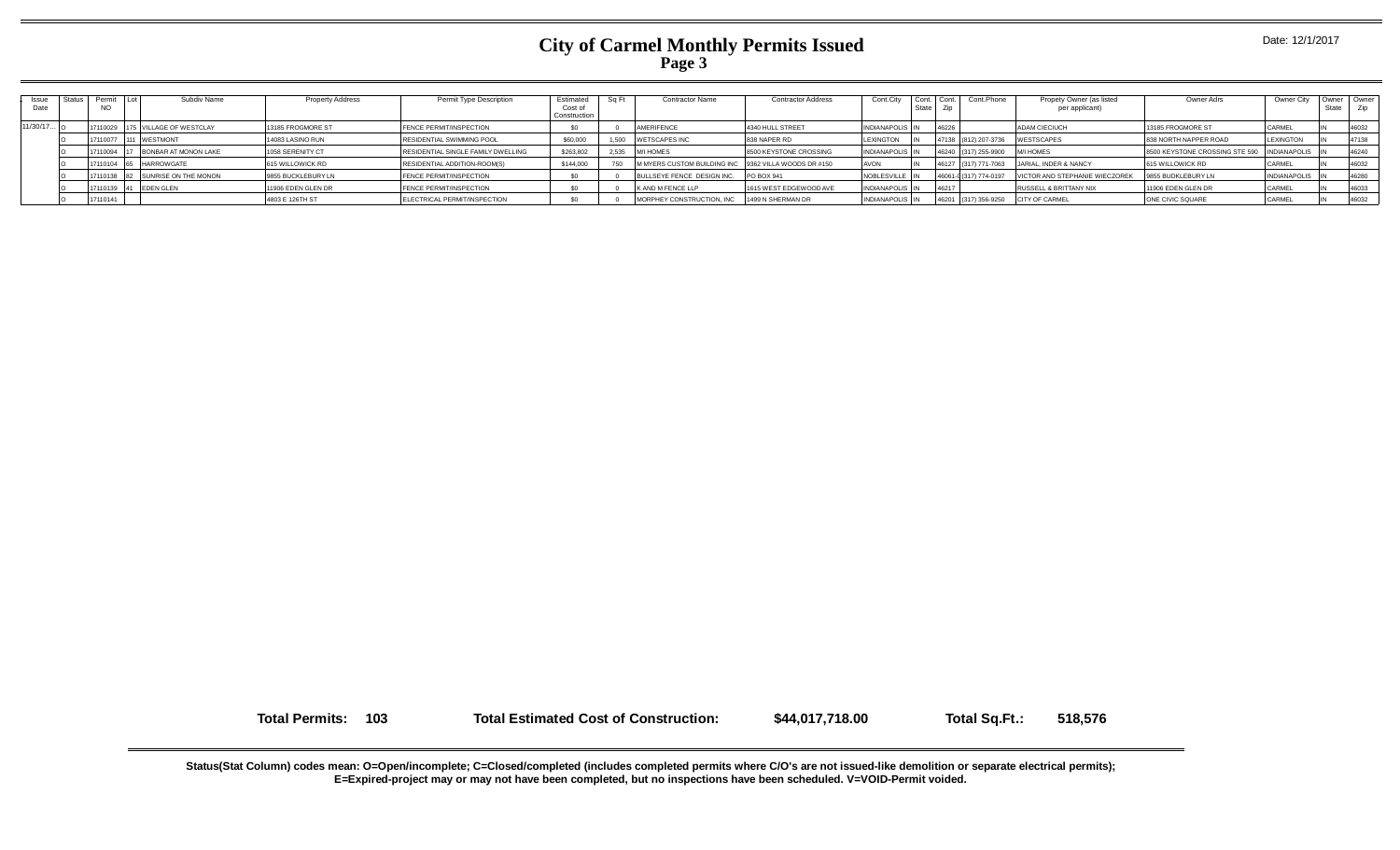# City of Carmel Monthly Permits Issued

Date: 12/1/2017

| Issue Date | Status | Permit NO | Lot | Subdiv Name | Property Address | Permit Type Description | Estimated Cost of Construction | Sq Ft | Contractor Name | Contractor Address | Cont.City | Cont. State | Cont. Zip | Cont.Phone | Propety Owner (as listed per applicant) | Owner Adrs | Owner City | Owner State | Owner Zip |
|---|---|---|---|---|---|---|---|---|---|---|---|---|---|---|---|---|---|---|---|
| 11/30/17... | O | 17110029 | 175 | VILLAGE OF WESTCLAY | 13185 FROGMORE ST | FENCE PERMIT/INSPECTION | $0 | 0 | AMERIFENCE | 4340 HULL STREET | INDIANAPOLIS | IN | 46226 | | ADAM CIECIUCH | 13185 FROGMORE ST | CARMEL | IN | 46032 |
| | O | 17110077 | 111 | WESTMONT | 14083 LASINO RUN | RESIDENTIAL SWIMMING POOL | $60,000 | 1,500 | WETSCAPES INC | 838 NAPER RD | LEXINGTON | IN | 47138 | (812) 207-3736 | WESTSCAPES | 838 NORTH NAPPER ROAD | LEXINGTON | IN | 47138 |
| | O | 17110094 | 17 | BONBAR AT MONON LAKE | 1058 SERENITY CT | RESIDENTIAL SINGLE FAMILY DWELLING | $263,802 | 2,535 | M/I HOMES | 8500 KEYSTONE CROSSING | INDIANAPOLIS | IN | 46240 | (317) 255-9900 | M/I HOMES | 8500 KEYSTONE CROSSING STE 590 | INDIANAPOLIS | IN | 46240 |
| | O | 17110104 | 65 | HARROWGATE | 615 WILLOWICK RD | RESIDENTIAL ADDITION-ROOM(S) | $144,000 | 750 | M MYERS CUSTOM BUILDING INC | 9362 VILLA WOODS DR #150 | AVON | IN | 46127 | (317) 771-7063 | JARIAL, INDER & NANCY | 615 WILLOWICK RD | CARMEL | IN | 46032 |
| | O | 17110138 | 82 | SUNRISE ON THE MONON | 9855 BUCKLEBURY LN | FENCE PERMIT/INSPECTION | $0 | 0 | BULLSEYE FENCE DESIGN INC. | PO BOX 941 | NOBLESVILLE | IN | 46061-0 | (317) 774-0197 | VICTOR AND STEPHANIE WIECZOREK | 9855 BUDKLEBURY LN | INDIANAPOLIS | IN | 46280 |
| | O | 17110139 | 41 | EDEN GLEN | 11906 EDEN GLEN DR | FENCE PERMIT/INSPECTION | $0 | 0 | K AND M FENCE LLP | 1615 WEST EDGEWOOD AVE | INDIANAPOLIS | IN | 46217 | | RUSSELL & BRITTANY NIX | 11906 EDEN GLEN DR | CARMEL | IN | 46033 |
| | O | 17110141 | | | 4803 E 126TH ST | ELECTRICAL PERMIT/INSPECTION | $0 | 0 | MORPHEY CONSTRUCTION, INC | 1499 N SHERMAN DR | INDIANAPOLIS | IN | 46201 | (317) 356-9250 | CITY OF CARMEL | ONE CIVIC SQUARE | CARMEL | IN | 46032 |

**Total Permits: 103** **Total Estimated Cost of Construction: $44,017,718.00** **Total Sq.Ft.: 518,576**

**Status(Stat Column) codes mean: O=Open/incomplete; C=Closed/completed (includes completed permits where C/O's are not issued-like demolition or separate electrical permits); E=Expired-project may or may not have been completed, but no inspections have been scheduled. V=VOID-Permit voided.**